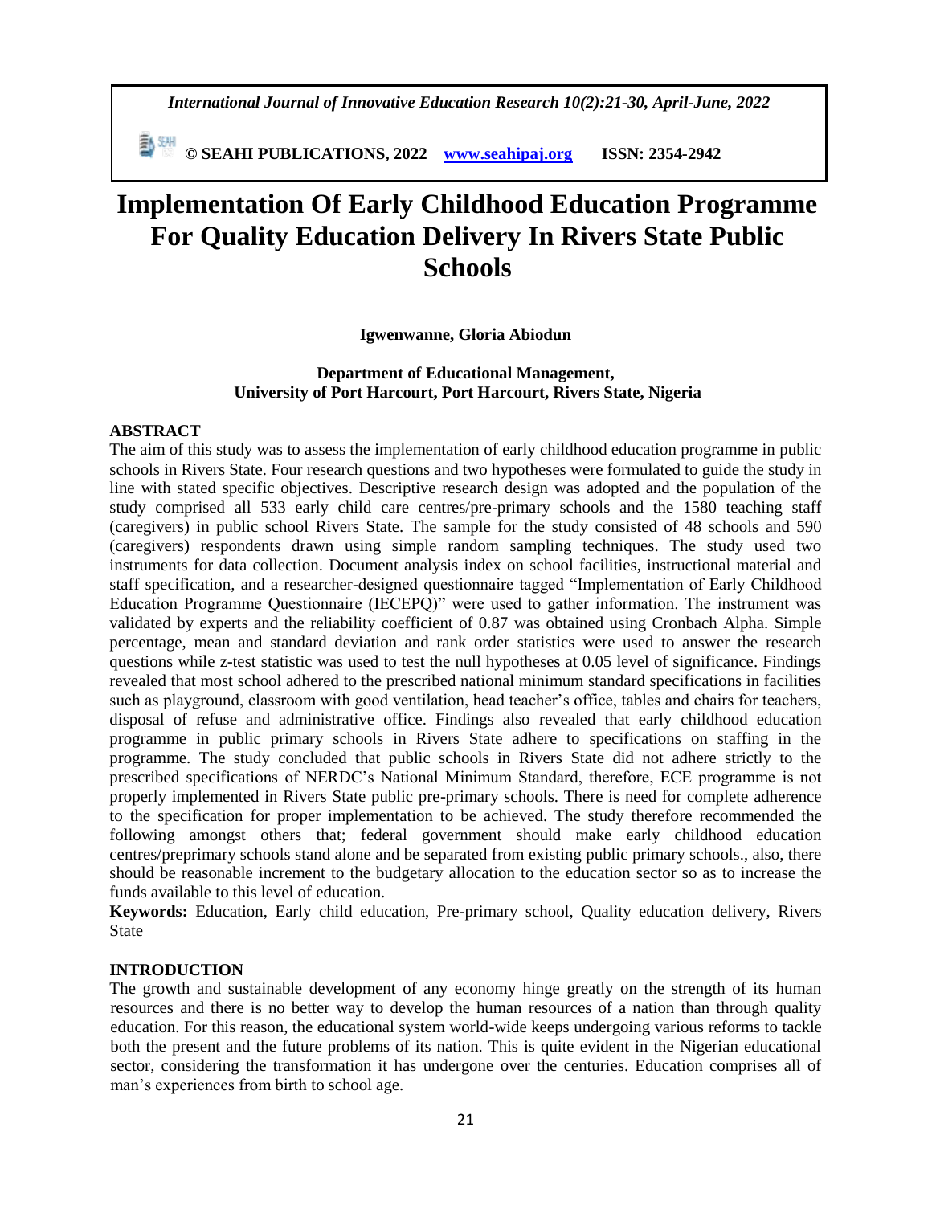# Implementation Of Early Childhood Education Programme For Quality Education Delivery In Rivers State Public Schools

**Igwenwanne, Gloria Abiodun**

**Department of Educational Management,**
**University of Port Harcourt, Port Harcourt, Rivers State, Nigeria**

## ABSTRACT

The aim of this study was to assess the implementation of early childhood education programme in public schools in Rivers State. Four research questions and two hypotheses were formulated to guide the study in line with stated specific objectives. Descriptive research design was adopted and the population of the study comprised all 533 early child care centres/pre-primary schools and the 1580 teaching staff (caregivers) in public school Rivers State. The sample for the study consisted of 48 schools and 590 (caregivers) respondents drawn using simple random sampling techniques. The study used two instruments for data collection. Document analysis index on school facilities, instructional material and staff specification, and a researcher-designed questionnaire tagged "Implementation of Early Childhood Education Programme Questionnaire (IECEPQ)" were used to gather information. The instrument was validated by experts and the reliability coefficient of 0.87 was obtained using Cronbach Alpha. Simple percentage, mean and standard deviation and rank order statistics were used to answer the research questions while z-test statistic was used to test the null hypotheses at 0.05 level of significance. Findings revealed that most school adhered to the prescribed national minimum standard specifications in facilities such as playground, classroom with good ventilation, head teacher's office, tables and chairs for teachers, disposal of refuse and administrative office. Findings also revealed that early childhood education programme in public primary schools in Rivers State adhere to specifications on staffing in the programme. The study concluded that public schools in Rivers State did not adhere strictly to the prescribed specifications of NERDC's National Minimum Standard, therefore, ECE programme is not properly implemented in Rivers State public pre-primary schools. There is need for complete adherence to the specification for proper implementation to be achieved. The study therefore recommended the following amongst others that; federal government should make early childhood education centres/preprimary schools stand alone and be separated from existing public primary schools., also, there should be reasonable increment to the budgetary allocation to the education sector so as to increase the funds available to this level of education.

**Keywords:** Education, Early child education, Pre-primary school, Quality education delivery, Rivers State

## INTRODUCTION

The growth and sustainable development of any economy hinge greatly on the strength of its human resources and there is no better way to develop the human resources of a nation than through quality education. For this reason, the educational system world-wide keeps undergoing various reforms to tackle both the present and the future problems of its nation. This is quite evident in the Nigerian educational sector, considering the transformation it has undergone over the centuries. Education comprises all of man's experiences from birth to school age.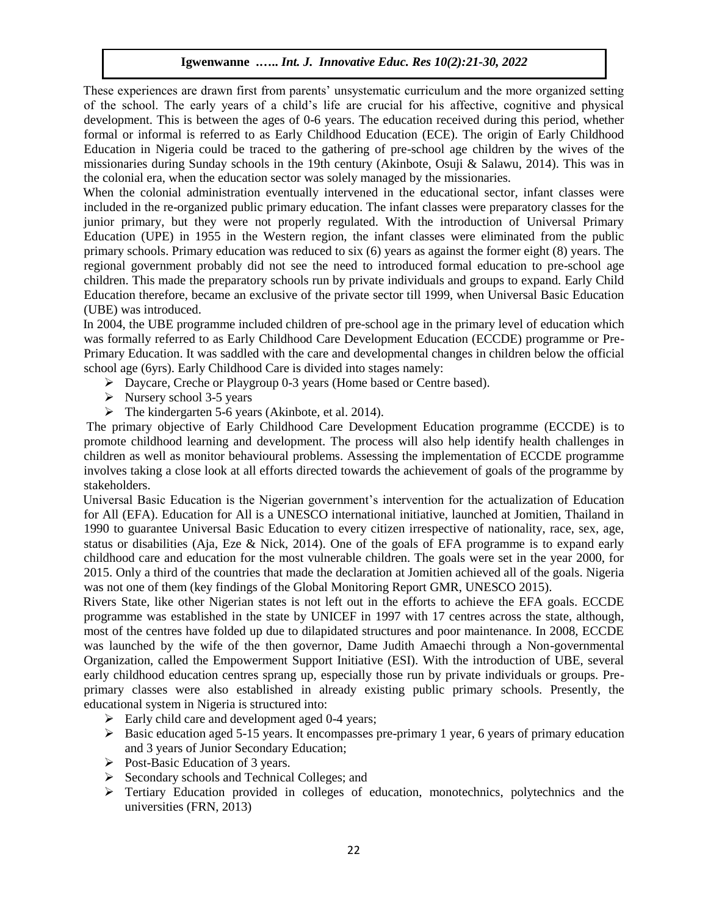These experiences are drawn first from parents' unsystematic curriculum and the more organized setting of the school. The early years of a child's life are crucial for his affective, cognitive and physical development. This is between the ages of 0-6 years. The education received during this period, whether formal or informal is referred to as Early Childhood Education (ECE). The origin of Early Childhood Education in Nigeria could be traced to the gathering of pre-school age children by the wives of the missionaries during Sunday schools in the 19th century (Akinbote, Osuji & Salawu, 2014). This was in the colonial era, when the education sector was solely managed by the missionaries.

When the colonial administration eventually intervened in the educational sector, infant classes were included in the re-organized public primary education. The infant classes were preparatory classes for the junior primary, but they were not properly regulated. With the introduction of Universal Primary Education (UPE) in 1955 in the Western region, the infant classes were eliminated from the public primary schools. Primary education was reduced to six (6) years as against the former eight (8) years. The regional government probably did not see the need to introduced formal education to pre-school age children. This made the preparatory schools run by private individuals and groups to expand. Early Child Education therefore, became an exclusive of the private sector till 1999, when Universal Basic Education (UBE) was introduced.

In 2004, the UBE programme included children of pre-school age in the primary level of education which was formally referred to as Early Childhood Care Development Education (ECCDE) programme or Pre-Primary Education. It was saddled with the care and developmental changes in children below the official school age (6yrs). Early Childhood Care is divided into stages namely:

- Daycare, Creche or Playgroup 0-3 years (Home based or Centre based).
- Nursery school 3-5 years
- The kindergarten 5-6 years (Akinbote, et al. 2014).

The primary objective of Early Childhood Care Development Education programme (ECCDE) is to promote childhood learning and development. The process will also help identify health challenges in children as well as monitor behavioural problems. Assessing the implementation of ECCDE programme involves taking a close look at all efforts directed towards the achievement of goals of the programme by stakeholders.

Universal Basic Education is the Nigerian government's intervention for the actualization of Education for All (EFA). Education for All is a UNESCO international initiative, launched at Jomitien, Thailand in 1990 to guarantee Universal Basic Education to every citizen irrespective of nationality, race, sex, age, status or disabilities (Aja, Eze & Nick, 2014). One of the goals of EFA programme is to expand early childhood care and education for the most vulnerable children. The goals were set in the year 2000, for 2015. Only a third of the countries that made the declaration at Jomitien achieved all of the goals. Nigeria was not one of them (key findings of the Global Monitoring Report GMR, UNESCO 2015).

Rivers State, like other Nigerian states is not left out in the efforts to achieve the EFA goals. ECCDE programme was established in the state by UNICEF in 1997 with 17 centres across the state, although, most of the centres have folded up due to dilapidated structures and poor maintenance. In 2008, ECCDE was launched by the wife of the then governor, Dame Judith Amaechi through a Non-governmental Organization, called the Empowerment Support Initiative (ESI). With the introduction of UBE, several early childhood education centres sprang up, especially those run by private individuals or groups. Pre-primary classes were also established in already existing public primary schools. Presently, the educational system in Nigeria is structured into:

- Early child care and development aged 0-4 years;
- Basic education aged 5-15 years. It encompasses pre-primary 1 year, 6 years of primary education and 3 years of Junior Secondary Education;
- Post-Basic Education of 3 years.
- Secondary schools and Technical Colleges; and
- Tertiary Education provided in colleges of education, monotechnics, polytechnics and the universities (FRN, 2013)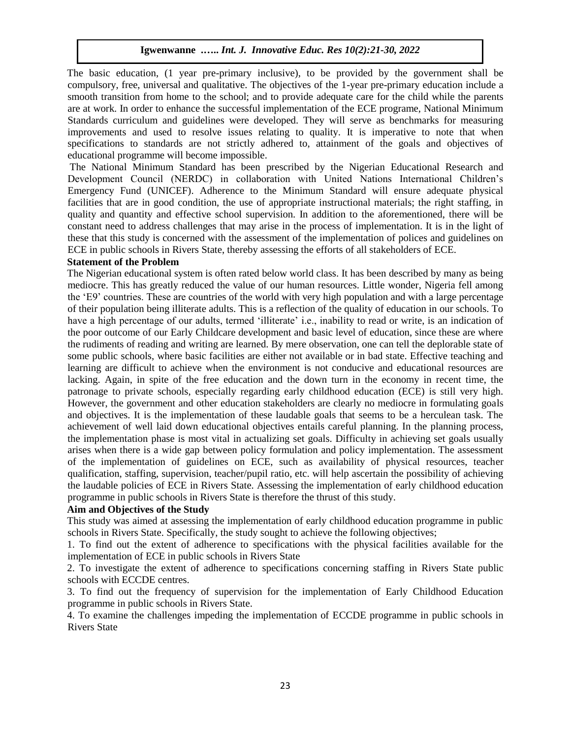The basic education, (1 year pre-primary inclusive), to be provided by the government shall be compulsory, free, universal and qualitative. The objectives of the 1-year pre-primary education include a smooth transition from home to the school; and to provide adequate care for the child while the parents are at work. In order to enhance the successful implementation of the ECE programe, National Minimum Standards curriculum and guidelines were developed. They will serve as benchmarks for measuring improvements and used to resolve issues relating to quality. It is imperative to note that when specifications to standards are not strictly adhered to, attainment of the goals and objectives of educational programme will become impossible.

The National Minimum Standard has been prescribed by the Nigerian Educational Research and Development Council (NERDC) in collaboration with United Nations International Children's Emergency Fund (UNICEF). Adherence to the Minimum Standard will ensure adequate physical facilities that are in good condition, the use of appropriate instructional materials; the right staffing, in quality and quantity and effective school supervision. In addition to the aforementioned, there will be constant need to address challenges that may arise in the process of implementation. It is in the light of these that this study is concerned with the assessment of the implementation of polices and guidelines on ECE in public schools in Rivers State, thereby assessing the efforts of all stakeholders of ECE.

**Statement of the Problem**

The Nigerian educational system is often rated below world class. It has been described by many as being mediocre. This has greatly reduced the value of our human resources. Little wonder, Nigeria fell among the 'E9' countries. These are countries of the world with very high population and with a large percentage of their population being illiterate adults. This is a reflection of the quality of education in our schools. To have a high percentage of our adults, termed 'illiterate' i.e., inability to read or write, is an indication of the poor outcome of our Early Childcare development and basic level of education, since these are where the rudiments of reading and writing are learned. By mere observation, one can tell the deplorable state of some public schools, where basic facilities are either not available or in bad state. Effective teaching and learning are difficult to achieve when the environment is not conducive and educational resources are lacking. Again, in spite of the free education and the down turn in the economy in recent time, the patronage to private schools, especially regarding early childhood education (ECE) is still very high. However, the government and other education stakeholders are clearly no mediocre in formulating goals and objectives. It is the implementation of these laudable goals that seems to be a herculean task. The achievement of well laid down educational objectives entails careful planning. In the planning process, the implementation phase is most vital in actualizing set goals. Difficulty in achieving set goals usually arises when there is a wide gap between policy formulation and policy implementation. The assessment of the implementation of guidelines on ECE, such as availability of physical resources, teacher qualification, staffing, supervision, teacher/pupil ratio, etc. will help ascertain the possibility of achieving the laudable policies of ECE in Rivers State. Assessing the implementation of early childhood education programme in public schools in Rivers State is therefore the thrust of this study.

**Aim and Objectives of the Study**

This study was aimed at assessing the implementation of early childhood education programme in public schools in Rivers State. Specifically, the study sought to achieve the following objectives;

1. To find out the extent of adherence to specifications with the physical facilities available for the implementation of ECE in public schools in Rivers State
2. To investigate the extent of adherence to specifications concerning staffing in Rivers State public schools with ECCDE centres.
3. To find out the frequency of supervision for the implementation of Early Childhood Education programme in public schools in Rivers State.
4. To examine the challenges impeding the implementation of ECCDE programme in public schools in Rivers State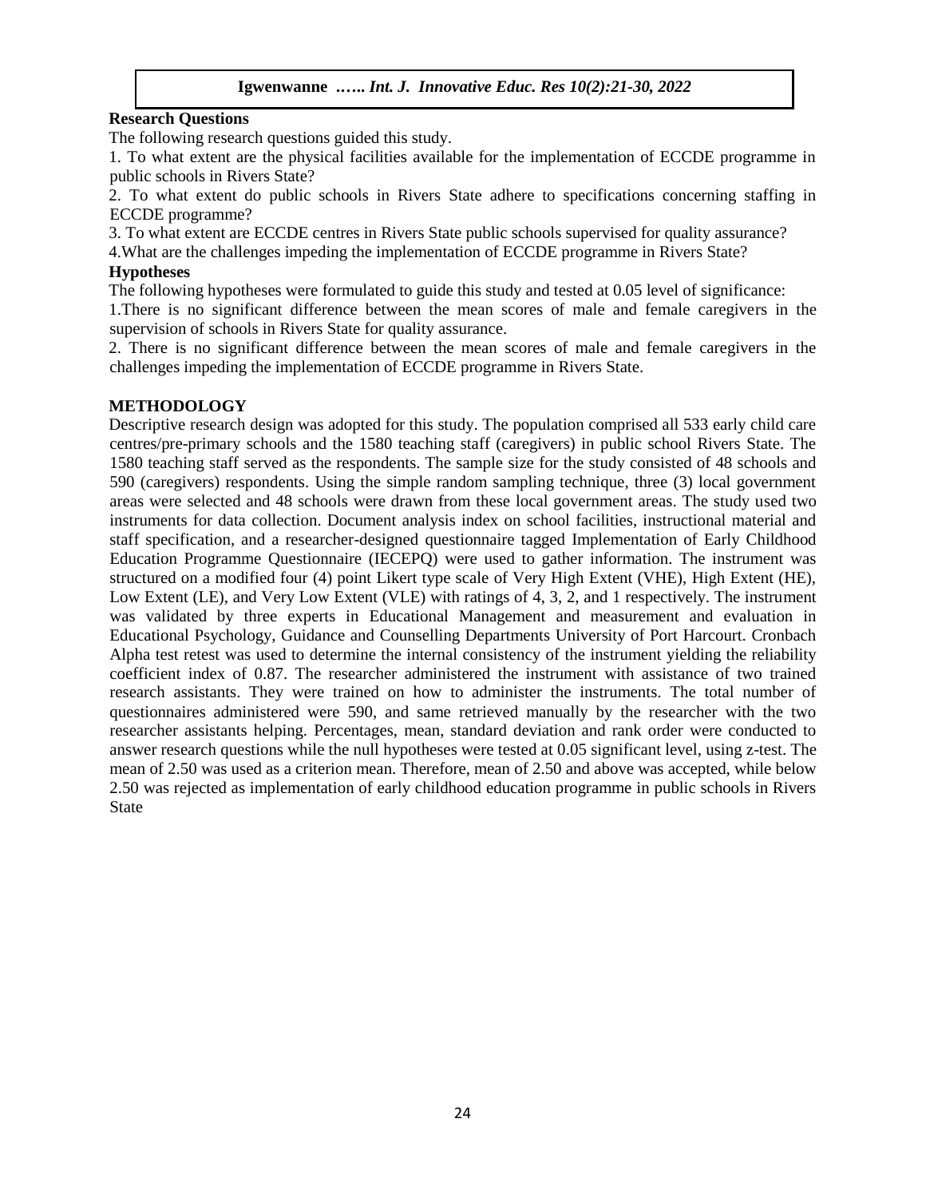**Research Questions**

The following research questions guided this study.

1. To what extent are the physical facilities available for the implementation of ECCDE programme in public schools in Rivers State?
2. To what extent do public schools in Rivers State adhere to specifications concerning staffing in ECCDE programme?
3. To what extent are ECCDE centres in Rivers State public schools supervised for quality assurance?
4. What are the challenges impeding the implementation of ECCDE programme in Rivers State?

**Hypotheses**

The following hypotheses were formulated to guide this study and tested at 0.05 level of significance:

1. There is no significant difference between the mean scores of male and female caregivers in the supervision of schools in Rivers State for quality assurance.
2. There is no significant difference between the mean scores of male and female caregivers in the challenges impeding the implementation of ECCDE programme in Rivers State.

## METHODOLOGY

Descriptive research design was adopted for this study. The population comprised all 533 early child care centres/pre-primary schools and the 1580 teaching staff (caregivers) in public school Rivers State. The 1580 teaching staff served as the respondents. The sample size for the study consisted of 48 schools and 590 (caregivers) respondents. Using the simple random sampling technique, three (3) local government areas were selected and 48 schools were drawn from these local government areas. The study used two instruments for data collection. Document analysis index on school facilities, instructional material and staff specification, and a researcher-designed questionnaire tagged Implementation of Early Childhood Education Programme Questionnaire (IECEPQ) were used to gather information. The instrument was structured on a modified four (4) point Likert type scale of Very High Extent (VHE), High Extent (HE), Low Extent (LE), and Very Low Extent (VLE) with ratings of 4, 3, 2, and 1 respectively. The instrument was validated by three experts in Educational Management and measurement and evaluation in Educational Psychology, Guidance and Counselling Departments University of Port Harcourt. Cronbach Alpha test retest was used to determine the internal consistency of the instrument yielding the reliability coefficient index of 0.87. The researcher administered the instrument with assistance of two trained research assistants. They were trained on how to administer the instruments. The total number of questionnaires administered were 590, and same retrieved manually by the researcher with the two researcher assistants helping. Percentages, mean, standard deviation and rank order were conducted to answer research questions while the null hypotheses were tested at 0.05 significant level, using z-test. The mean of 2.50 was used as a criterion mean. Therefore, mean of 2.50 and above was accepted, while below 2.50 was rejected as implementation of early childhood education programme in public schools in Rivers State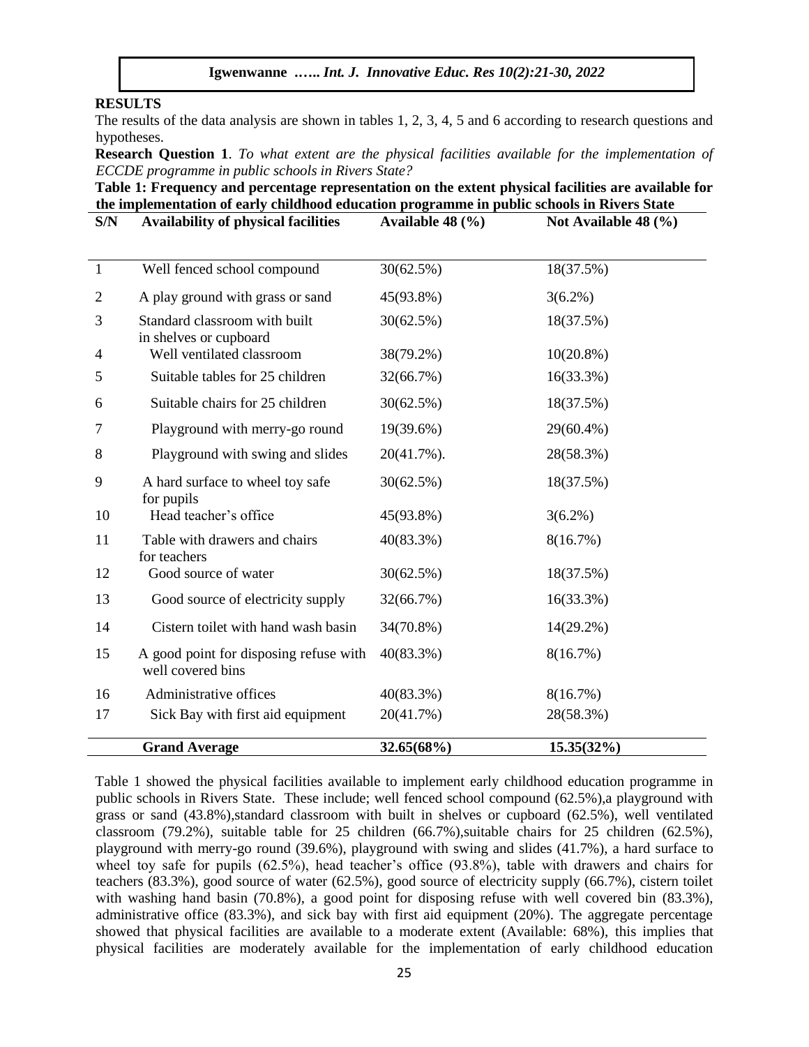**RESULTS**

The results of the data analysis are shown in tables 1, 2, 3, 4, 5 and 6 according to research questions and hypotheses.

**Research Question 1**. *To what extent are the physical facilities available for the implementation of ECCDE programme in public schools in Rivers State?*

**Table 1: Frequency and percentage representation on the extent physical facilities are available for the implementation of early childhood education programme in public schools in Rivers State**

| S/N | Availability of physical facilities | Available 48 (%) | Not Available 48 (%) |
|---|---|---|---|
| 1 | Well fenced school compound | 30(62.5%) | 18(37.5%) |
| 2 | A play ground with grass or sand | 45(93.8%) | 3(6.2%) |
| 3 | Standard classroom with built in shelves or cupboard | 30(62.5%) | 18(37.5%) |
| 4 | Well ventilated classroom | 38(79.2%) | 10(20.8%) |
| 5 | Suitable tables for 25 children | 32(66.7%) | 16(33.3%) |
| 6 | Suitable chairs for 25 children | 30(62.5%) | 18(37.5%) |
| 7 | Playground with merry-go round | 19(39.6%) | 29(60.4%) |
| 8 | Playground with swing and slides | 20(41.7%). | 28(58.3%) |
| 9 | A hard surface to wheel toy safe for pupils | 30(62.5%) | 18(37.5%) |
| 10 | Head teacher's office | 45(93.8%) | 3(6.2%) |
| 11 | Table with drawers and chairs for teachers | 40(83.3%) | 8(16.7%) |
| 12 | Good source of water | 30(62.5%) | 18(37.5%) |
| 13 | Good source of electricity supply | 32(66.7%) | 16(33.3%) |
| 14 | Cistern toilet with hand wash basin | 34(70.8%) | 14(29.2%) |
| 15 | A good point for disposing refuse with well covered bins | 40(83.3%) | 8(16.7%) |
| 16 | Administrative offices | 40(83.3%) | 8(16.7%) |
| 17 | Sick Bay with first aid equipment | 20(41.7%) | 28(58.3%) |
| | **Grand Average** | **32.65(68%)** | **15.35(32%)** |

Table 1 showed the physical facilities available to implement early childhood education programme in public schools in Rivers State. These include; well fenced school compound (62.5%),a playground with grass or sand (43.8%),standard classroom with built in shelves or cupboard (62.5%), well ventilated classroom (79.2%), suitable table for 25 children (66.7%),suitable chairs for 25 children (62.5%), playground with merry-go round (39.6%), playground with swing and slides (41.7%), a hard surface to wheel toy safe for pupils (62.5%), head teacher's office (93.8%), table with drawers and chairs for teachers (83.3%), good source of water (62.5%), good source of electricity supply (66.7%), cistern toilet with washing hand basin (70.8%), a good point for disposing refuse with well covered bin (83.3%), administrative office (83.3%), and sick bay with first aid equipment (20%). The aggregate percentage showed that physical facilities are available to a moderate extent (Available: 68%), this implies that physical facilities are moderately available for the implementation of early childhood education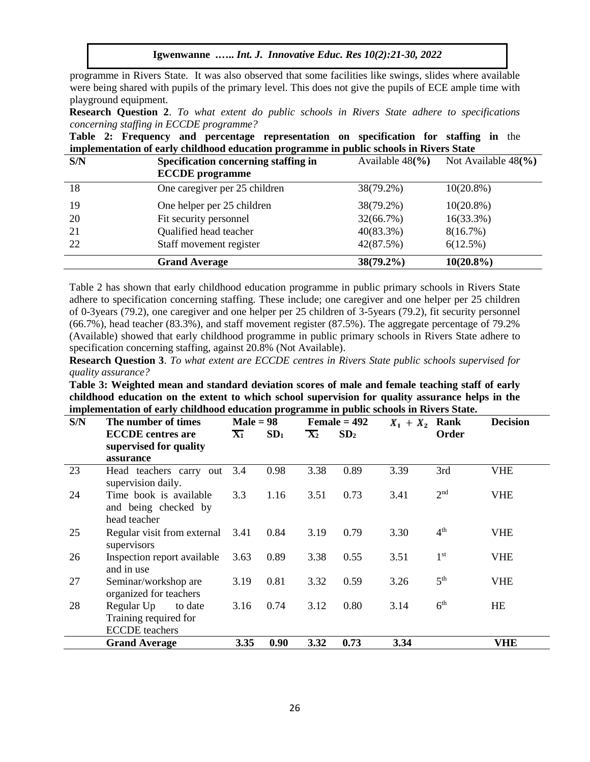programme in Rivers State. It was also observed that some facilities like swings, slides where available were being shared with pupils of the primary level. This does not give the pupils of ECE ample time with playground equipment.

**Research Question 2**. *To what extent do public schools in Rivers State adhere to specifications concerning staffing in ECCDE programme?*

**Table 2: Frequency and percentage representation on specification for staffing in** the **implementation of early childhood education programme in public schools in Rivers State**

| S/N | Specification concerning staffing in ECCDE programme | Available 48**(%)** | Not Available 48**(%)** |
|---|---|---|---|
| 18 | One caregiver per 25 children | 38(79.2%) | 10(20.8%) |
| 19 | One helper per 25 children | 38(79.2%) | 10(20.8%) |
| 20 | Fit security personnel | 32(66.7%) | 16(33.3%) |
| 21 | Qualified head teacher | 40(83.3%) | 8(16.7%) |
| 22 | Staff movement register | 42(87.5%) | 6(12.5%) |
| | **Grand Average** | **38(79.2%)** | **10(20.8%)** |

Table 2 has shown that early childhood education programme in public primary schools in Rivers State adhere to specification concerning staffing. These include; one caregiver and one helper per 25 children of 0-3years (79.2), one caregiver and one helper per 25 children of 3-5years (79.2), fit security personnel (66.7%), head teacher (83.3%), and staff movement register (87.5%). The aggregate percentage of 79.2% (Available) showed that early childhood programme in public primary schools in Rivers State adhere to specification concerning staffing, against 20.8% (Not Available).

**Research Question 3**. *To what extent are ECCDE centres in Rivers State public schools supervised for quality assurance?*

**Table 3: Weighted mean and standard deviation scores of male and female teaching staff of early childhood education on the extent to which school supervision for quality assurance helps in the implementation of early childhood education programme in public schools in Rivers State.**

| S/N | The number of times ECCDE centres are supervised for quality assurance | Male = 98 | | Female = 492 | | $X_1 + X_2$ | Rank Order | Decision |
|---|---|---|---|---|---|---|---|---|
| | | $\overline{X}_1$ | $SD_1$ | $\overline{X}_2$ | $SD_2$ | | | |
| 23 | Head teachers carry out supervision daily. | 3.4 | 0.98 | 3.38 | 0.89 | 3.39 | 3rd | VHE |
| 24 | Time book is available and being checked by head teacher | 3.3 | 1.16 | 3.51 | 0.73 | 3.41 | 2nd | VHE |
| 25 | Regular visit from external supervisors | 3.41 | 0.84 | 3.19 | 0.79 | 3.30 | 4th | VHE |
| 26 | Inspection report available and in use | 3.63 | 0.89 | 3.38 | 0.55 | 3.51 | 1st | VHE |
| 27 | Seminar/workshop are organized for teachers | 3.19 | 0.81 | 3.32 | 0.59 | 3.26 | 5th | VHE |
| 28 | Regular Up to date Training required for ECCDE teachers | 3.16 | 0.74 | 3.12 | 0.80 | 3.14 | 6th | HE |
| | **Grand Average** | **3.35** | **0.90** | **3.32** | **0.73** | **3.34** | | **VHE** |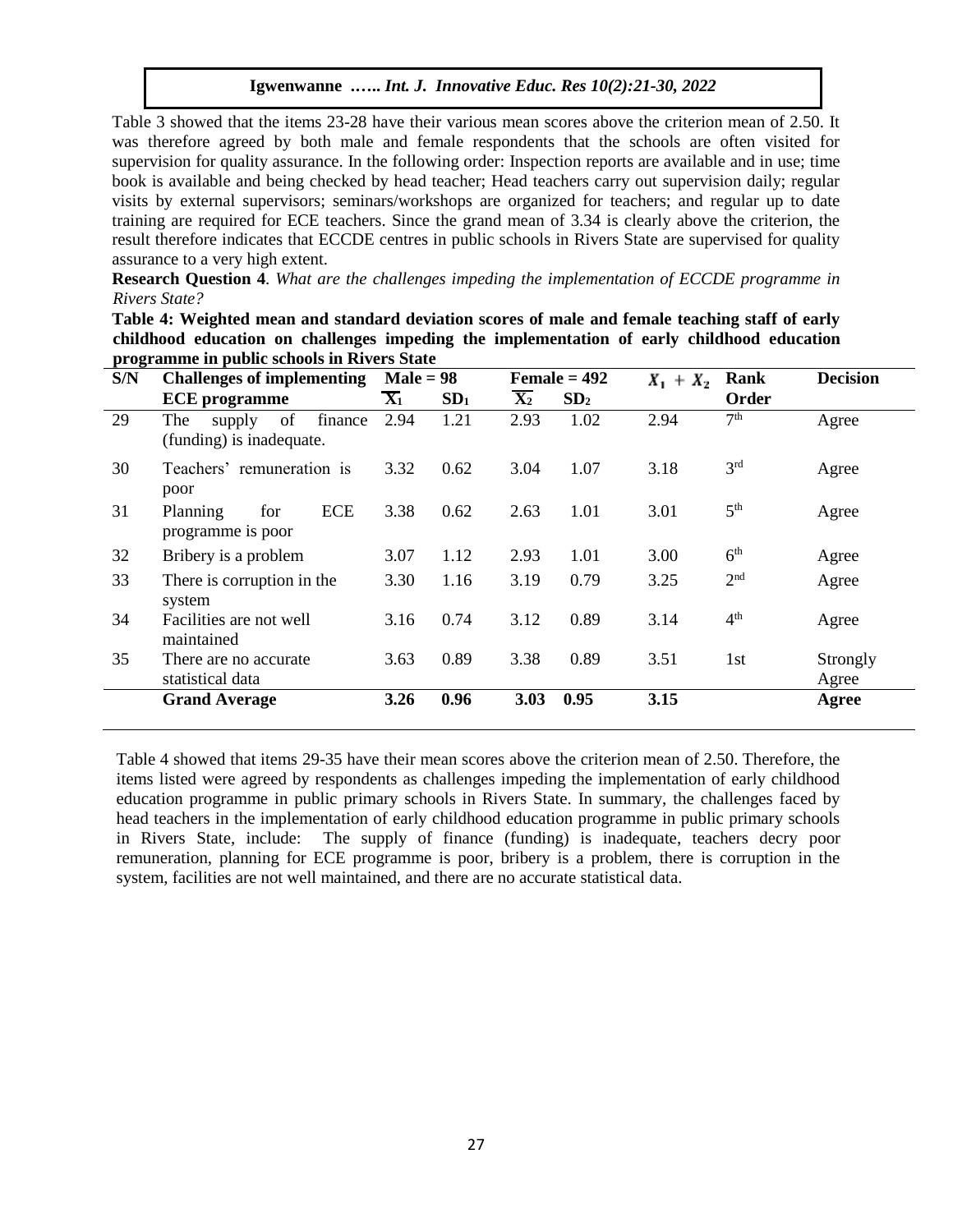Table 3 showed that the items 23-28 have their various mean scores above the criterion mean of 2.50. It was therefore agreed by both male and female respondents that the schools are often visited for supervision for quality assurance. In the following order: Inspection reports are available and in use; time book is available and being checked by head teacher; Head teachers carry out supervision daily; regular visits by external supervisors; seminars/workshops are organized for teachers; and regular up to date training are required for ECE teachers. Since the grand mean of 3.34 is clearly above the criterion, the result therefore indicates that ECCDE centres in public schools in Rivers State are supervised for quality assurance to a very high extent.

**Research Question 4**. *What are the challenges impeding the implementation of ECCDE programme in Rivers State?*

**Table 4: Weighted mean and standard deviation scores of male and female teaching staff of early childhood education on challenges impeding the implementation of early childhood education programme in public schools in Rivers State**

| S/N | Challenges of implementing ECE programme | Male = 98 | | Female = 492 | | $X_1 + X_2$ | Rank Order | Decision |
|---|---|---|---|---|---|---|---|---|
| | | $\overline{X}_1$ | $SD_1$ | $\overline{X}_2$ | $SD_2$ | | | |
| 29 | The supply of finance (funding) is inadequate. | 2.94 | 1.21 | 2.93 | 1.02 | 2.94 | 7th | Agree |
| 30 | Teachers' remuneration is poor | 3.32 | 0.62 | 3.04 | 1.07 | 3.18 | 3rd | Agree |
| 31 | Planning for ECE programme is poor | 3.38 | 0.62 | 2.63 | 1.01 | 3.01 | 5th | Agree |
| 32 | Bribery is a problem | 3.07 | 1.12 | 2.93 | 1.01 | 3.00 | 6th | Agree |
| 33 | There is corruption in the system | 3.30 | 1.16 | 3.19 | 0.79 | 3.25 | 2nd | Agree |
| 34 | Facilities are not well maintained | 3.16 | 0.74 | 3.12 | 0.89 | 3.14 | 4th | Agree |
| 35 | There are no accurate statistical data | 3.63 | 0.89 | 3.38 | 0.89 | 3.51 | 1st | Strongly Agree |
| | **Grand Average** | **3.26** | **0.96** | **3.03** | **0.95** | **3.15** | | **Agree** |

Table 4 showed that items 29-35 have their mean scores above the criterion mean of 2.50. Therefore, the items listed were agreed by respondents as challenges impeding the implementation of early childhood education programme in public primary schools in Rivers State. In summary, the challenges faced by head teachers in the implementation of early childhood education programme in public primary schools in Rivers State, include: The supply of finance (funding) is inadequate, teachers decry poor remuneration, planning for ECE programme is poor, bribery is a problem, there is corruption in the system, facilities are not well maintained, and there are no accurate statistical data.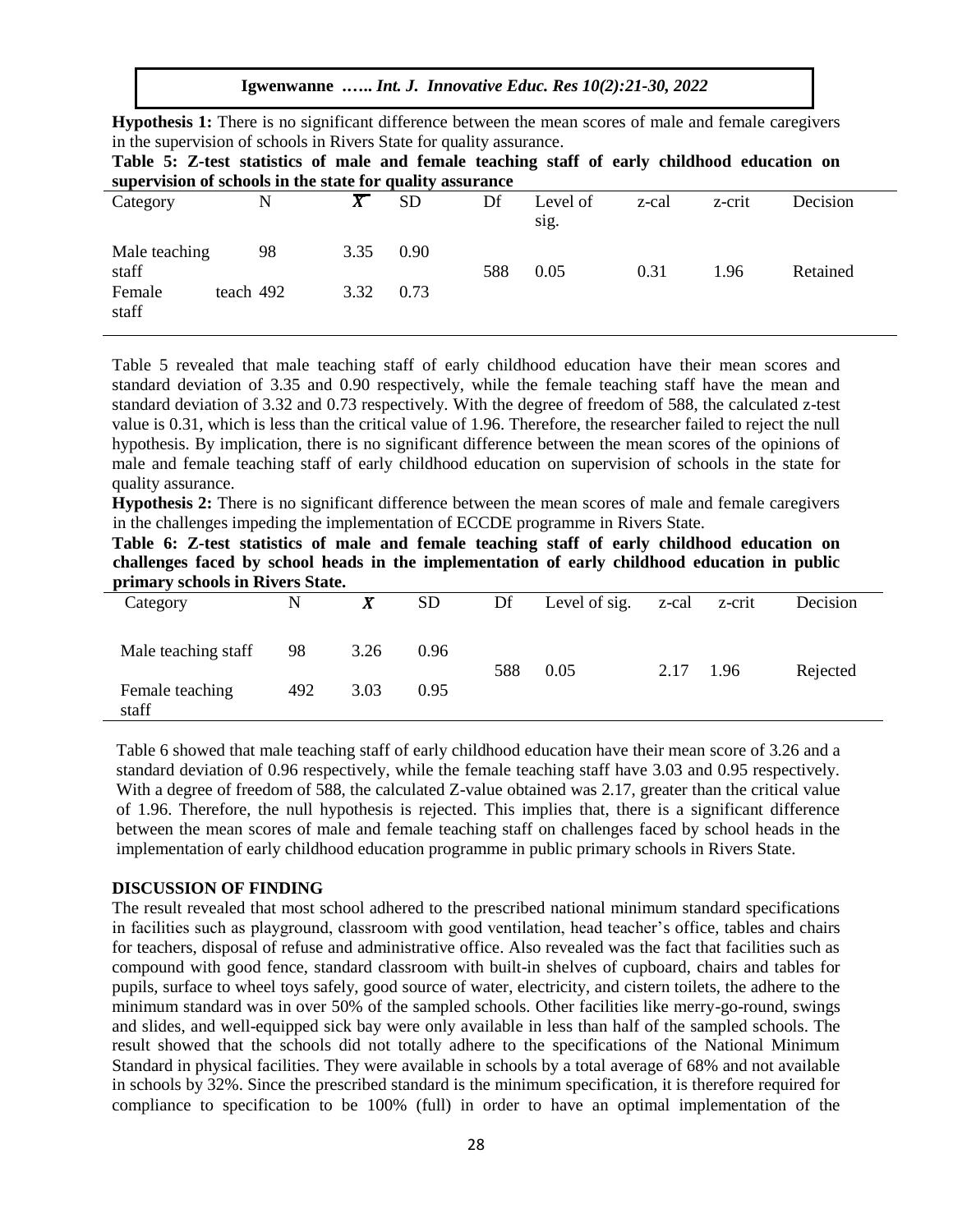**Hypothesis 1:** There is no significant difference between the mean scores of male and female caregivers in the supervision of schools in Rivers State for quality assurance.

**Table 5: Z-test statistics of male and female teaching staff of early childhood education on supervision of schools in the state for quality assurance**

| Category | N | $\overline{X}$ | SD | Df | Level of sig. | z-cal | z-crit | Decision |
|---|---|---|---|---|---|---|---|---|
| Male teaching staff | 98 | 3.35 | 0.90 | 588 | 0.05 | 0.31 | 1.96 | Retained |
| Female teach staff | 492 | 3.32 | 0.73 | | | | | |

Table 5 revealed that male teaching staff of early childhood education have their mean scores and standard deviation of 3.35 and 0.90 respectively, while the female teaching staff have the mean and standard deviation of 3.32 and 0.73 respectively. With the degree of freedom of 588, the calculated z-test value is 0.31, which is less than the critical value of 1.96. Therefore, the researcher failed to reject the null hypothesis. By implication, there is no significant difference between the mean scores of the opinions of male and female teaching staff of early childhood education on supervision of schools in the state for quality assurance.

**Hypothesis 2:** There is no significant difference between the mean scores of male and female caregivers in the challenges impeding the implementation of ECCDE programme in Rivers State.

**Table 6: Z-test statistics of male and female teaching staff of early childhood education on challenges faced by school heads in the implementation of early childhood education in public primary schools in Rivers State.**

| Category | N | $X$ | SD | Df | Level of sig. | z-cal | z-crit | Decision |
|---|---|---|---|---|---|---|---|---|
| Male teaching staff | 98 | 3.26 | 0.96 | 588 | 0.05 | 2.17 | 1.96 | Rejected |
| Female teaching staff | 492 | 3.03 | 0.95 | | | | | |

Table 6 showed that male teaching staff of early childhood education have their mean score of 3.26 and a standard deviation of 0.96 respectively, while the female teaching staff have 3.03 and 0.95 respectively. With a degree of freedom of 588, the calculated Z-value obtained was 2.17, greater than the critical value of 1.96. Therefore, the null hypothesis is rejected. This implies that, there is a significant difference between the mean scores of male and female teaching staff on challenges faced by school heads in the implementation of early childhood education programme in public primary schools in Rivers State.

## DISCUSSION OF FINDING

The result revealed that most school adhered to the prescribed national minimum standard specifications in facilities such as playground, classroom with good ventilation, head teacher's office, tables and chairs for teachers, disposal of refuse and administrative office. Also revealed was the fact that facilities such as compound with good fence, standard classroom with built-in shelves of cupboard, chairs and tables for pupils, surface to wheel toys safely, good source of water, electricity, and cistern toilets, the adhere to the minimum standard was in over 50% of the sampled schools. Other facilities like merry-go-round, swings and slides, and well-equipped sick bay were only available in less than half of the sampled schools. The result showed that the schools did not totally adhere to the specifications of the National Minimum Standard in physical facilities. They were available in schools by a total average of 68% and not available in schools by 32%. Since the prescribed standard is the minimum specification, it is therefore required for compliance to specification to be 100% (full) in order to have an optimal implementation of the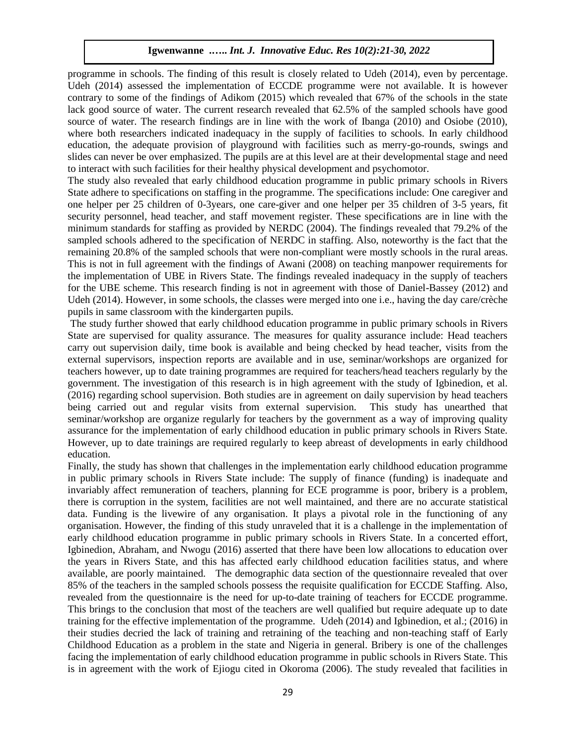programme in schools. The finding of this result is closely related to Udeh (2014), even by percentage. Udeh (2014) assessed the implementation of ECCDE programme were not available. It is however contrary to some of the findings of Adikom (2015) which revealed that 67% of the schools in the state lack good source of water. The current research revealed that 62.5% of the sampled schools have good source of water. The research findings are in line with the work of Ibanga (2010) and Osiobe (2010), where both researchers indicated inadequacy in the supply of facilities to schools. In early childhood education, the adequate provision of playground with facilities such as merry-go-rounds, swings and slides can never be over emphasized. The pupils are at this level are at their developmental stage and need to interact with such facilities for their healthy physical development and psychomotor.

The study also revealed that early childhood education programme in public primary schools in Rivers State adhere to specifications on staffing in the programme. The specifications include: One caregiver and one helper per 25 children of 0-3years, one care-giver and one helper per 35 children of 3-5 years, fit security personnel, head teacher, and staff movement register. These specifications are in line with the minimum standards for staffing as provided by NERDC (2004). The findings revealed that 79.2% of the sampled schools adhered to the specification of NERDC in staffing. Also, noteworthy is the fact that the remaining 20.8% of the sampled schools that were non-compliant were mostly schools in the rural areas. This is not in full agreement with the findings of Awani (2008) on teaching manpower requirements for the implementation of UBE in Rivers State. The findings revealed inadequacy in the supply of teachers for the UBE scheme. This research finding is not in agreement with those of Daniel-Bassey (2012) and Udeh (2014). However, in some schools, the classes were merged into one i.e., having the day care/crèche pupils in same classroom with the kindergarten pupils.

The study further showed that early childhood education programme in public primary schools in Rivers State are supervised for quality assurance. The measures for quality assurance include: Head teachers carry out supervision daily, time book is available and being checked by head teacher, visits from the external supervisors, inspection reports are available and in use, seminar/workshops are organized for teachers however, up to date training programmes are required for teachers/head teachers regularly by the government. The investigation of this research is in high agreement with the study of Igbinedion, et al. (2016) regarding school supervision. Both studies are in agreement on daily supervision by head teachers being carried out and regular visits from external supervision. This study has unearthed that seminar/workshop are organize regularly for teachers by the government as a way of improving quality assurance for the implementation of early childhood education in public primary schools in Rivers State. However, up to date trainings are required regularly to keep abreast of developments in early childhood education.

Finally, the study has shown that challenges in the implementation early childhood education programme in public primary schools in Rivers State include: The supply of finance (funding) is inadequate and invariably affect remuneration of teachers, planning for ECE programme is poor, bribery is a problem, there is corruption in the system, facilities are not well maintained, and there are no accurate statistical data. Funding is the livewire of any organisation. It plays a pivotal role in the functioning of any organisation. However, the finding of this study unraveled that it is a challenge in the implementation of early childhood education programme in public primary schools in Rivers State. In a concerted effort, Igbinedion, Abraham, and Nwogu (2016) asserted that there have been low allocations to education over the years in Rivers State, and this has affected early childhood education facilities status, and where available, are poorly maintained. The demographic data section of the questionnaire revealed that over 85% of the teachers in the sampled schools possess the requisite qualification for ECCDE Staffing. Also, revealed from the questionnaire is the need for up-to-date training of teachers for ECCDE programme. This brings to the conclusion that most of the teachers are well qualified but require adequate up to date training for the effective implementation of the programme. Udeh (2014) and Igbinedion, et al.; (2016) in their studies decried the lack of training and retraining of the teaching and non-teaching staff of Early Childhood Education as a problem in the state and Nigeria in general. Bribery is one of the challenges facing the implementation of early childhood education programme in public schools in Rivers State. This is in agreement with the work of Ejiogu cited in Okoroma (2006). The study revealed that facilities in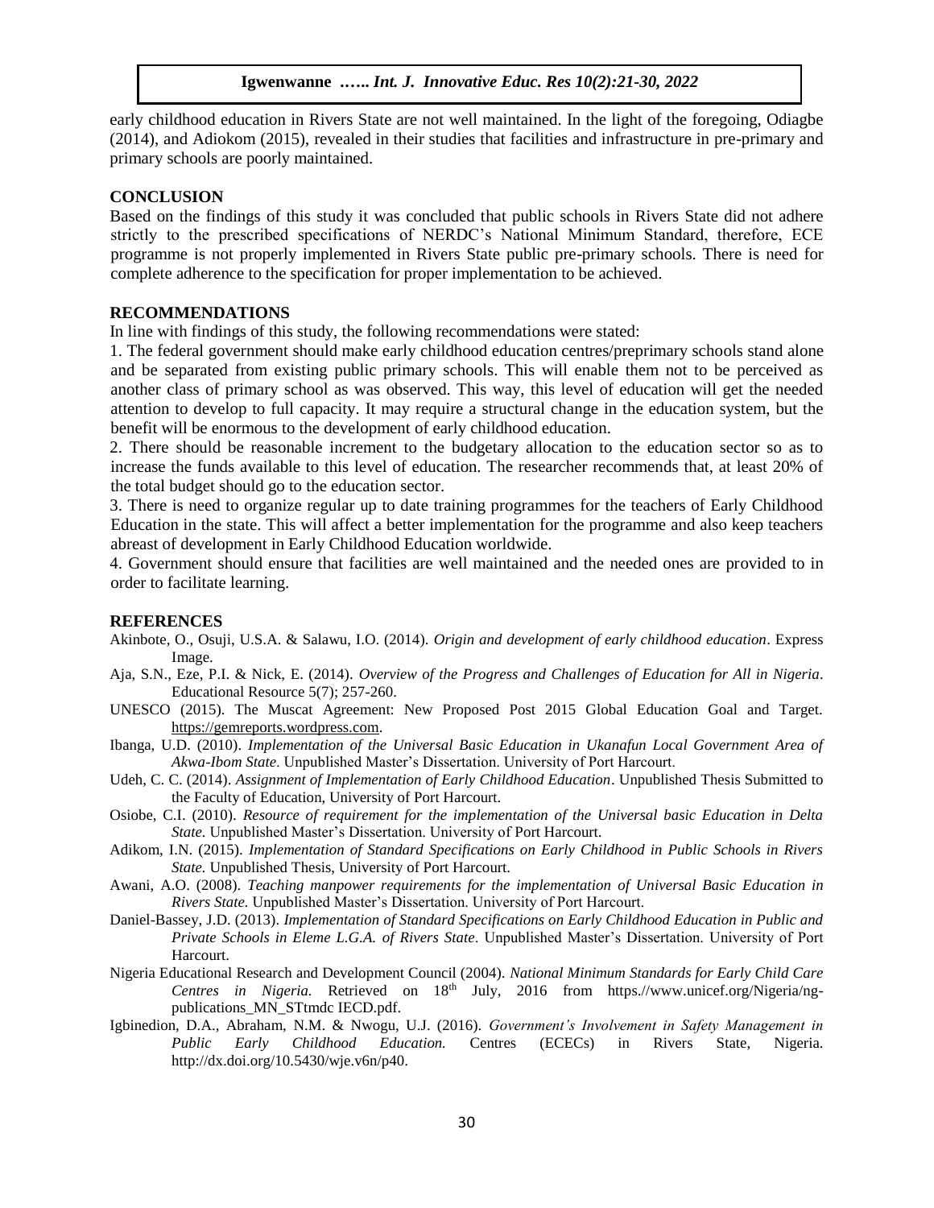early childhood education in Rivers State are not well maintained. In the light of the foregoing, Odiagbe (2014), and Adiokom (2015), revealed in their studies that facilities and infrastructure in pre-primary and primary schools are poorly maintained.

## CONCLUSION

Based on the findings of this study it was concluded that public schools in Rivers State did not adhere strictly to the prescribed specifications of NERDC's National Minimum Standard, therefore, ECE programme is not properly implemented in Rivers State public pre-primary schools. There is need for complete adherence to the specification for proper implementation to be achieved.

## RECOMMENDATIONS

In line with findings of this study, the following recommendations were stated:

1. The federal government should make early childhood education centres/preprimary schools stand alone and be separated from existing public primary schools. This will enable them not to be perceived as another class of primary school as was observed. This way, this level of education will get the needed attention to develop to full capacity. It may require a structural change in the education system, but the benefit will be enormous to the development of early childhood education.
2. There should be reasonable increment to the budgetary allocation to the education sector so as to increase the funds available to this level of education. The researcher recommends that, at least 20% of the total budget should go to the education sector.
3. There is need to organize regular up to date training programmes for the teachers of Early Childhood Education in the state. This will affect a better implementation for the programme and also keep teachers abreast of development in Early Childhood Education worldwide.
4. Government should ensure that facilities are well maintained and the needed ones are provided to in order to facilitate learning.

## REFERENCES

Akinbote, O., Osuji, U.S.A. & Salawu, I.O. (2014). *Origin and development of early childhood education*. Express Image.

Aja, S.N., Eze, P.I. & Nick, E. (2014). *Overview of the Progress and Challenges of Education for All in Nigeria*. Educational Resource 5(7); 257-260.

UNESCO (2015). The Muscat Agreement: New Proposed Post 2015 Global Education Goal and Target. https://gemreports.wordpress.com.

Ibanga, U.D. (2010). *Implementation of the Universal Basic Education in Ukanafun Local Government Area of Akwa-Ibom State*. Unpublished Master's Dissertation. University of Port Harcourt.

Udeh, C. C. (2014). *Assignment of Implementation of Early Childhood Education*. Unpublished Thesis Submitted to the Faculty of Education, University of Port Harcourt.

Osiobe, C.I. (2010). *Resource of requirement for the implementation of the Universal basic Education in Delta State.* Unpublished Master's Dissertation. University of Port Harcourt.

Adikom, I.N. (2015). *Implementation of Standard Specifications on Early Childhood in Public Schools in Rivers State.* Unpublished Thesis, University of Port Harcourt.

Awani, A.O. (2008). *Teaching manpower requirements for the implementation of Universal Basic Education in Rivers State.* Unpublished Master's Dissertation. University of Port Harcourt.

Daniel-Bassey, J.D. (2013). *Implementation of Standard Specifications on Early Childhood Education in Public and Private Schools in Eleme L.G.A. of Rivers State*. Unpublished Master's Dissertation. University of Port Harcourt.

Nigeria Educational Research and Development Council (2004). *National Minimum Standards for Early Child Care Centres in Nigeria.* Retrieved on 18th July, 2016 from https.//www.unicef.org/Nigeria/ng-publications_MN_STtmdc IECD.pdf.

Igbinedion, D.A., Abraham, N.M. & Nwogu, U.J. (2016). *Government's Involvement in Safety Management in Public Early Childhood Education.* Centres (ECECs) in Rivers State, Nigeria. http://dx.doi.org/10.5430/wje.v6n/p40.